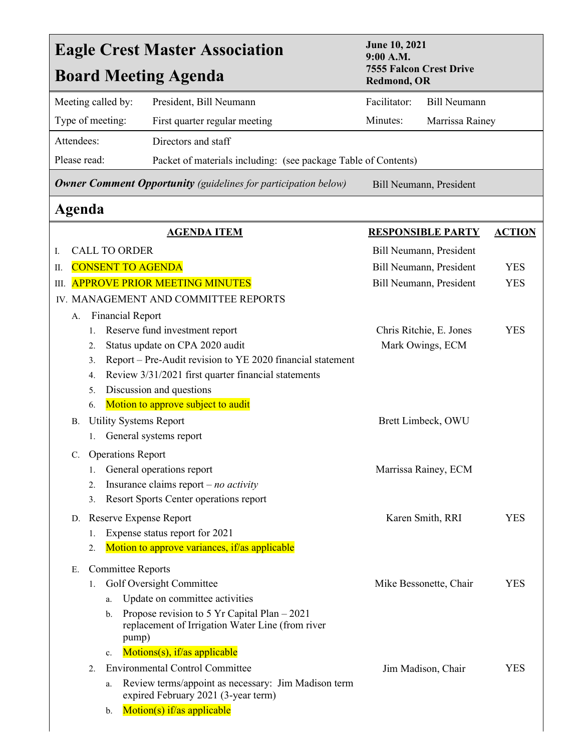# Eagle Crest Master Association

# Board Meeting Agenda

**June 10, 2021**
**9:00 A.M.**
**7555 Falcon Crest Drive**
**Redmond, OR**

| | | | |
|---|---|---|---|
| Meeting called by: | President, Bill Neumann | Facilitator: | Bill Neumann |
| Type of meeting: | First quarter regular meeting | Minutes: | Marrissa Rainey |
| Attendees: | Directors and staff | | |
| Please read: | Packet of materials including: (see package Table of Contents) | | |

***Owner Comment Opportunity*** *(guidelines for participation below)* — Bill Neumann, President

## Agenda

| AGENDA ITEM | RESPONSIBLE PARTY | ACTION |
|---|---|---|
| I. CALL TO ORDER | Bill Neumann, President | |
| II. CONSENT TO AGENDA | Bill Neumann, President | YES |
| III. APPROVE PRIOR MEETING MINUTES | Bill Neumann, President | YES |
| IV. MANAGEMENT AND COMMITTEE REPORTS | | |
| A. Financial Report | | |
| 1. Reserve fund investment report | Chris Ritchie, E. Jones | YES |
| 2. Status update on CPA 2020 audit | Mark Owings, ECM | |
| 3. Report – Pre-Audit revision to YE 2020 financial statement | | |
| 4. Review 3/31/2021 first quarter financial statements | | |
| 5. Discussion and questions | | |
| 6. Motion to approve subject to audit | | |
| B. Utility Systems Report | Brett Limbeck, OWU | |
| 1. General systems report | | |
| C. Operations Report | | |
| 1. General operations report | Marrissa Rainey, ECM | |
| 2. Insurance claims report – *no activity* | | |
| 3. Resort Sports Center operations report | | |
| D. Reserve Expense Report | Karen Smith, RRI | YES |
| 1. Expense status report for 2021 | | |
| 2. Motion to approve variances, if/as applicable | | |
| E. Committee Reports | | |
| 1. Golf Oversight Committee | Mike Bessonette, Chair | YES |
| a. Update on committee activities | | |
| b. Propose revision to 5 Yr Capital Plan – 2021 replacement of Irrigation Water Line (from river pump) | | |
| c. Motions(s), if/as applicable | | |
| 2. Environmental Control Committee | Jim Madison, Chair | YES |
| a. Review terms/appoint as necessary: Jim Madison term expired February 2021 (3-year term) | | |
| b. Motion(s) if/as applicable | | |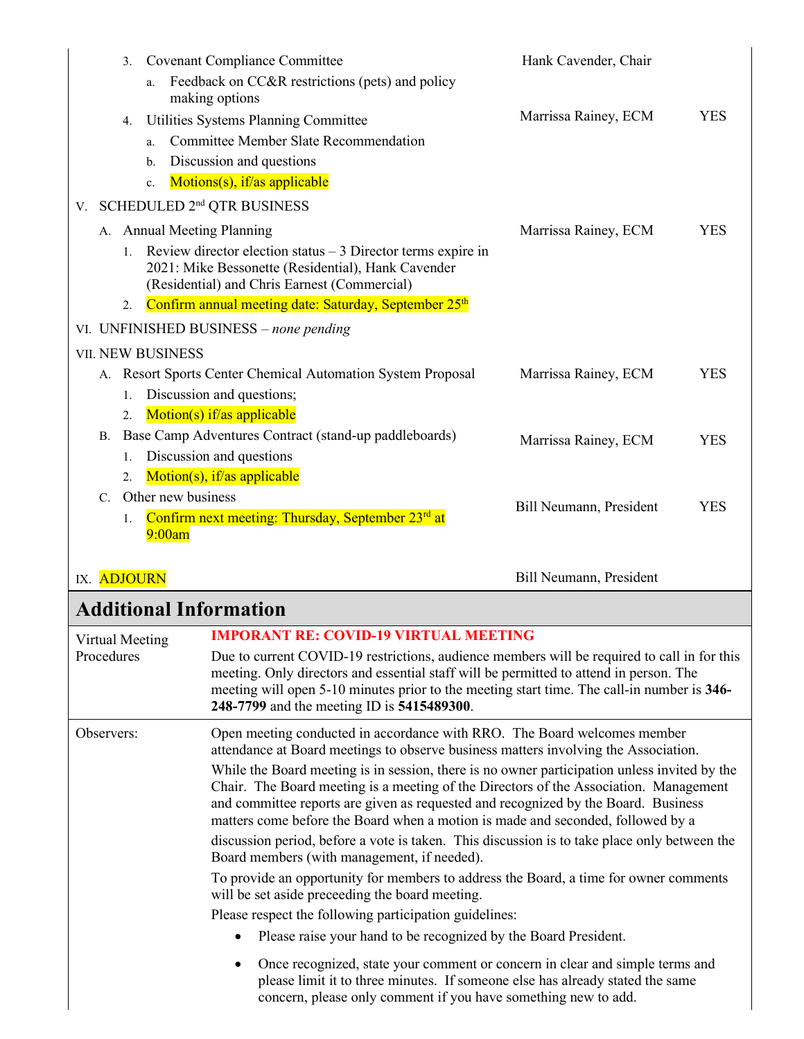| | | |
|---|---|---|
| 3. Covenant Compliance Committee<br>a. Feedback on CC&R restrictions (pets) and policy making options | Hank Cavender, Chair | |
| 4. Utilities Systems Planning Committee<br>a. Committee Member Slate Recommendation<br>b. Discussion and questions<br>c. Motions(s), if/as applicable | Marrissa Rainey, ECM | YES |
| V. SCHEDULED 2nd QTR BUSINESS | | |
| A. Annual Meeting Planning<br>1. Review director election status – 3 Director terms expire in 2021: Mike Bessonette (Residential), Hank Cavender (Residential) and Chris Earnest (Commercial)<br>2. Confirm annual meeting date: Saturday, September 25th | Marrissa Rainey, ECM | YES |
| VI. UNFINISHED BUSINESS – *none pending* | | |
| VII. NEW BUSINESS | | |
| A. Resort Sports Center Chemical Automation System Proposal<br>1. Discussion and questions;<br>2. Motion(s) if/as applicable | Marrissa Rainey, ECM | YES |
| B. Base Camp Adventures Contract (stand-up paddleboards)<br>1. Discussion and questions<br>2. Motion(s), if/as applicable | Marrissa Rainey, ECM | YES |
| C. Other new business<br>1. Confirm next meeting: Thursday, September 23rd at 9:00am | Bill Neumann, President | YES |
| IX. ADJOURN | Bill Neumann, President | |

## Additional Information

| | |
|---|---|
| Virtual Meeting Procedures | **IMPORANT RE: COVID-19 VIRTUAL MEETING**<br>Due to current COVID-19 restrictions, audience members will be required to call in for this meeting. Only directors and essential staff will be permitted to attend in person. The meeting will open 5-10 minutes prior to the meeting start time. The call-in number is **346-248-7799** and the meeting ID is **5415489300**. |
| Observers: | Open meeting conducted in accordance with RRO. The Board welcomes member attendance at Board meetings to observe business matters involving the Association.<br>While the Board meeting is in session, there is no owner participation unless invited by the Chair. The Board meeting is a meeting of the Directors of the Association. Management and committee reports are given as requested and recognized by the Board. Business matters come before the Board when a motion is made and seconded, followed by a discussion period, before a vote is taken. This discussion is to take place only between the Board members (with management, if needed).<br>To provide an opportunity for members to address the Board, a time for owner comments will be set aside preceeding the board meeting.<br>Please respect the following participation guidelines:<br>• Please raise your hand to be recognized by the Board President.<br>• Once recognized, state your comment or concern in clear and simple terms and please limit it to three minutes. If someone else has already stated the same concern, please only comment if you have something new to add. |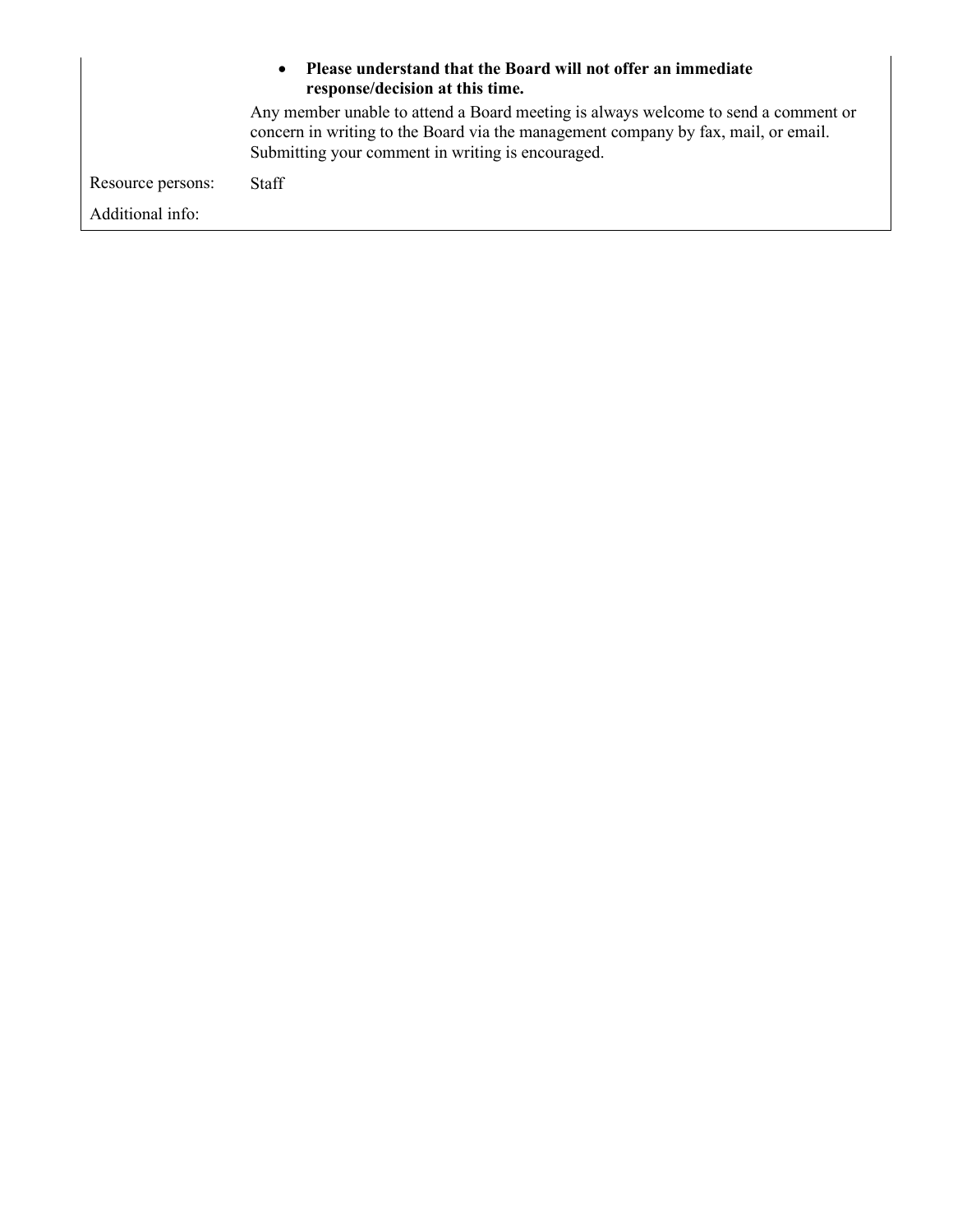| | |
|---|---|
| | - **Please understand that the Board will not offer an immediate response/decision at this time.**<br><br>Any member unable to attend a Board meeting is always welcome to send a comment or concern in writing to the Board via the management company by fax, mail, or email. Submitting your comment in writing is encouraged. |
| Resource persons: | Staff |
| Additional info: | |